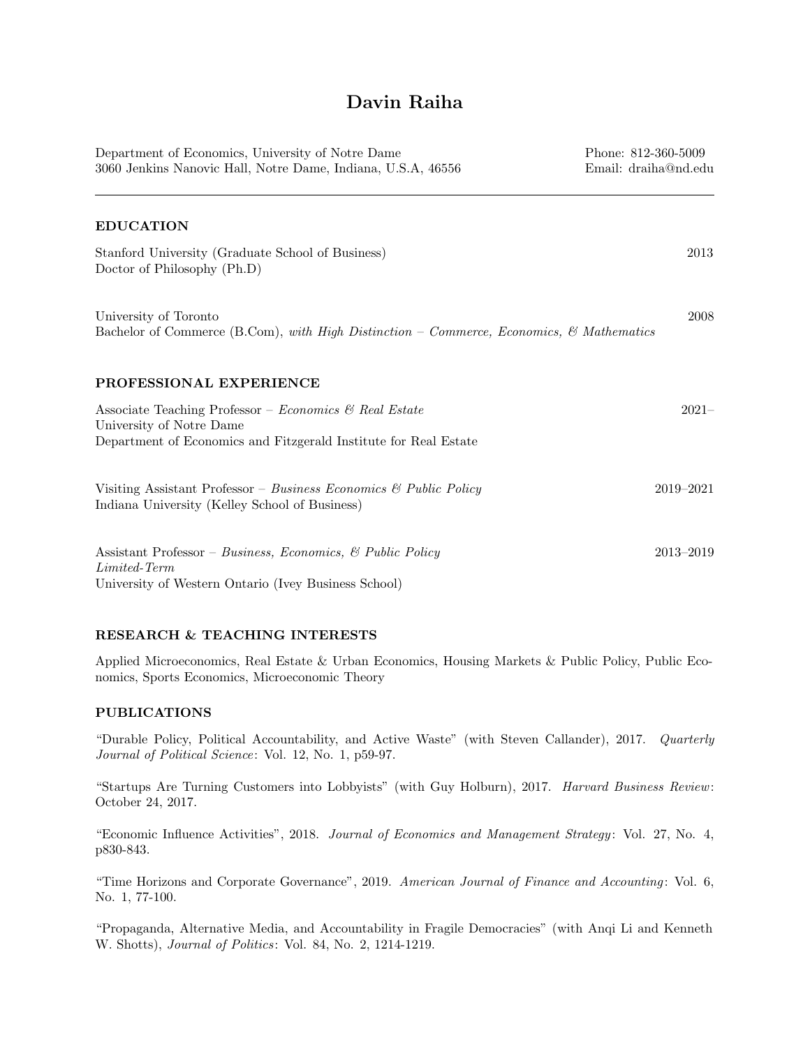# Davin Raiha

Department of Economics, University of Notre Dame
3060 Jenkins Nanovic Hall, Notre Dame, Indiana, U.S.A, 46556

Phone: 812-360-5009
Email: draiha@nd.edu

---

## EDUCATION

Stanford University (Graduate School of Business) — 2013
Doctor of Philosophy (Ph.D)

University of Toronto — 2008
Bachelor of Commerce (B.Com), *with High Distinction – Commerce, Economics, & Mathematics*

## PROFESSIONAL EXPERIENCE

Associate Teaching Professor – *Economics & Real Estate* — 2021–
University of Notre Dame
Department of Economics and Fitzgerald Institute for Real Estate

Visiting Assistant Professor – *Business Economics & Public Policy* — 2019–2021
Indiana University (Kelley School of Business)

Assistant Professor – *Business, Economics, & Public Policy* — 2013–2019
*Limited-Term*
University of Western Ontario (Ivey Business School)

## RESEARCH & TEACHING INTERESTS

Applied Microeconomics, Real Estate & Urban Economics, Housing Markets & Public Policy, Public Economics, Sports Economics, Microeconomic Theory

## PUBLICATIONS

"Durable Policy, Political Accountability, and Active Waste" (with Steven Callander), 2017. *Quarterly Journal of Political Science*: Vol. 12, No. 1, p59-97.

"Startups Are Turning Customers into Lobbyists" (with Guy Holburn), 2017. *Harvard Business Review*: October 24, 2017.

"Economic Influence Activities", 2018. *Journal of Economics and Management Strategy*: Vol. 27, No. 4, p830-843.

"Time Horizons and Corporate Governance", 2019. *American Journal of Finance and Accounting*: Vol. 6, No. 1, 77-100.

"Propaganda, Alternative Media, and Accountability in Fragile Democracies" (with Anqi Li and Kenneth W. Shotts), *Journal of Politics*: Vol. 84, No. 2, 1214-1219.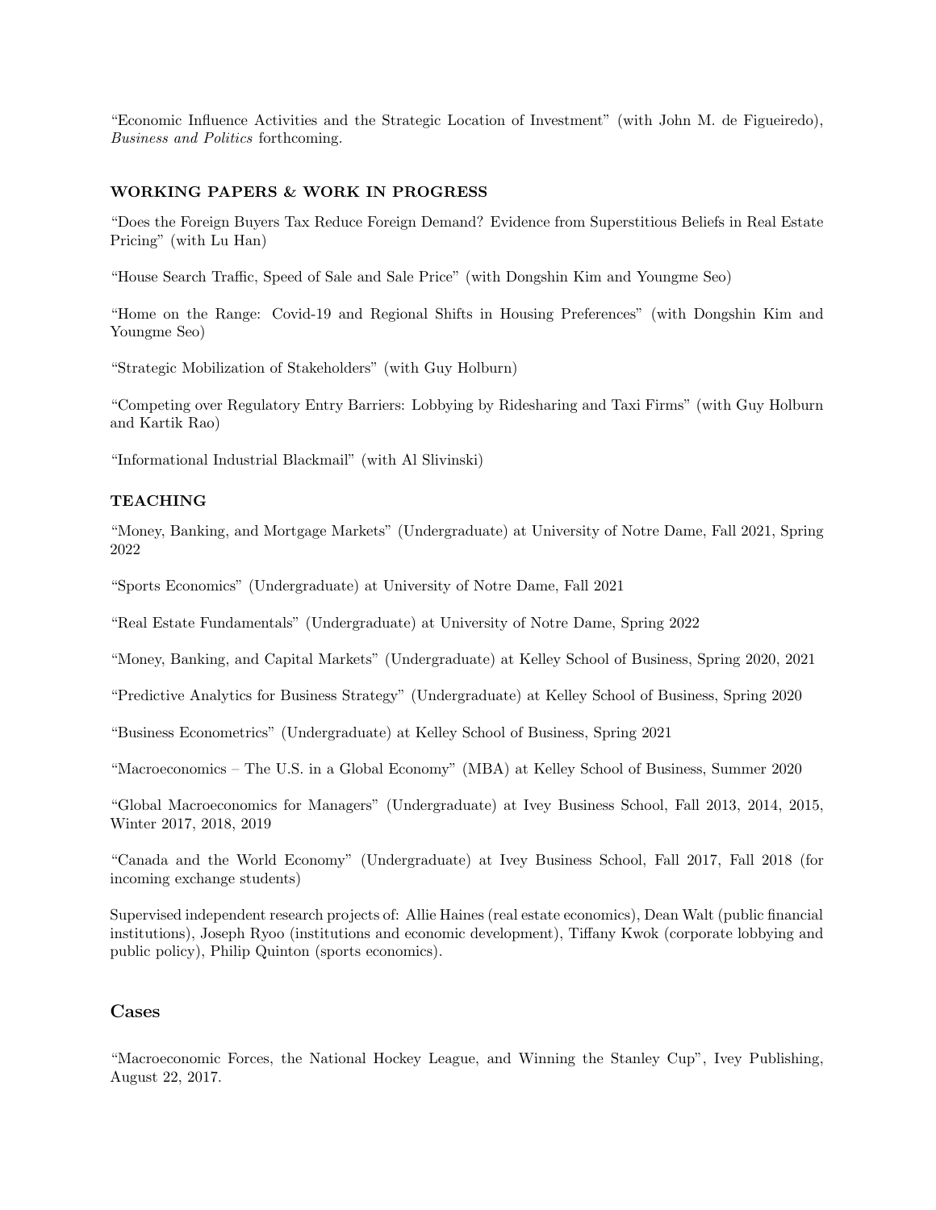"Economic Influence Activities and the Strategic Location of Investment" (with John M. de Figueiredo), *Business and Politics* forthcoming.

### WORKING PAPERS & WORK IN PROGRESS

"Does the Foreign Buyers Tax Reduce Foreign Demand? Evidence from Superstitious Beliefs in Real Estate Pricing" (with Lu Han)

"House Search Traffic, Speed of Sale and Sale Price" (with Dongshin Kim and Youngme Seo)

"Home on the Range: Covid-19 and Regional Shifts in Housing Preferences" (with Dongshin Kim and Youngme Seo)

"Strategic Mobilization of Stakeholders" (with Guy Holburn)

"Competing over Regulatory Entry Barriers: Lobbying by Ridesharing and Taxi Firms" (with Guy Holburn and Kartik Rao)

"Informational Industrial Blackmail" (with Al Slivinski)

### TEACHING

"Money, Banking, and Mortgage Markets" (Undergraduate) at University of Notre Dame, Fall 2021, Spring 2022

"Sports Economics" (Undergraduate) at University of Notre Dame, Fall 2021

"Real Estate Fundamentals" (Undergraduate) at University of Notre Dame, Spring 2022

"Money, Banking, and Capital Markets" (Undergraduate) at Kelley School of Business, Spring 2020, 2021

"Predictive Analytics for Business Strategy" (Undergraduate) at Kelley School of Business, Spring 2020

"Business Econometrics" (Undergraduate) at Kelley School of Business, Spring 2021

"Macroeconomics – The U.S. in a Global Economy" (MBA) at Kelley School of Business, Summer 2020

"Global Macroeconomics for Managers" (Undergraduate) at Ivey Business School, Fall 2013, 2014, 2015, Winter 2017, 2018, 2019

"Canada and the World Economy" (Undergraduate) at Ivey Business School, Fall 2017, Fall 2018 (for incoming exchange students)

Supervised independent research projects of: Allie Haines (real estate economics), Dean Walt (public financial institutions), Joseph Ryoo (institutions and economic development), Tiffany Kwok (corporate lobbying and public policy), Philip Quinton (sports economics).

## Cases

"Macroeconomic Forces, the National Hockey League, and Winning the Stanley Cup", Ivey Publishing, August 22, 2017.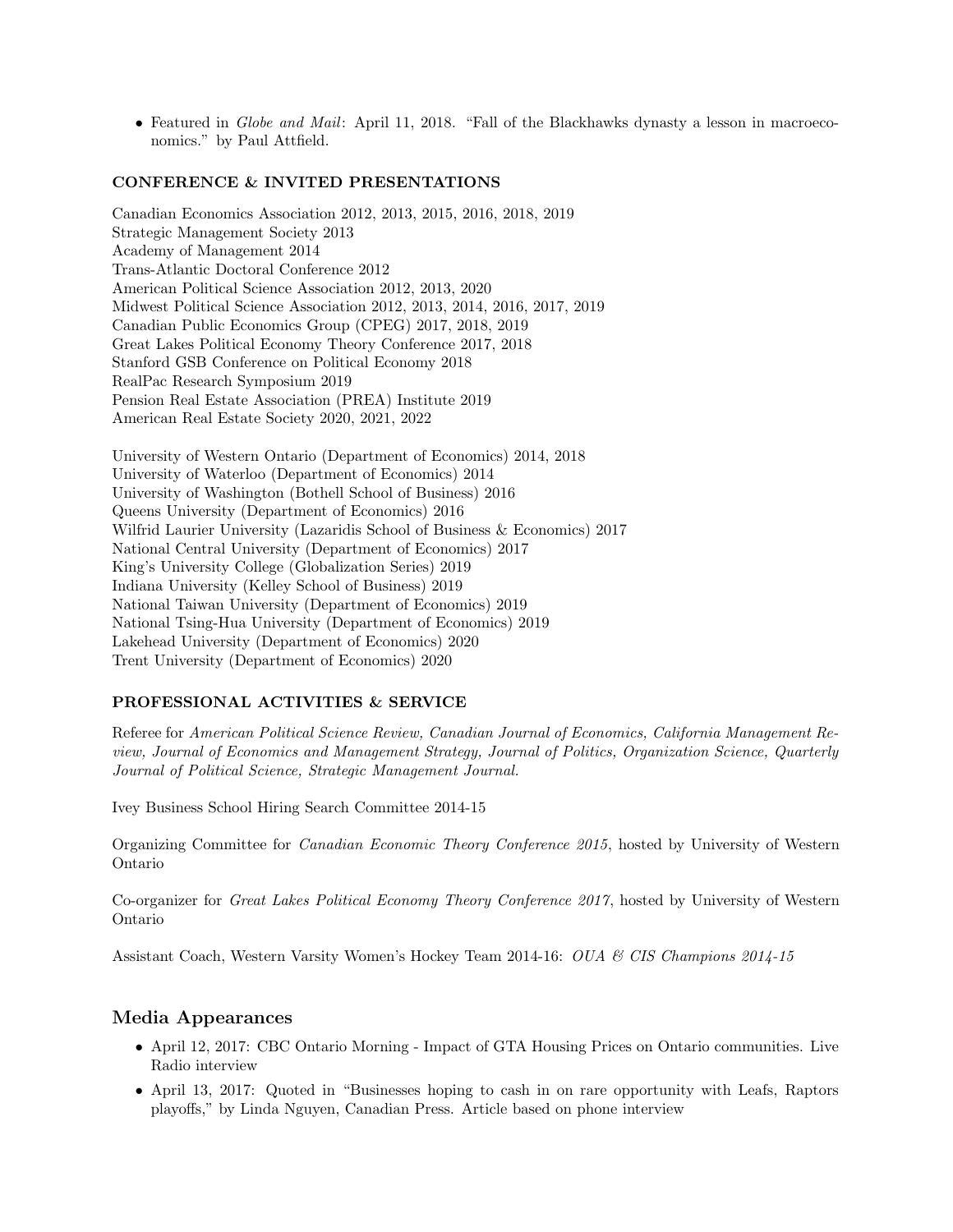- Featured in *Globe and Mail*: April 11, 2018. "Fall of the Blackhawks dynasty a lesson in macroeconomics." by Paul Attfield.

### CONFERENCE & INVITED PRESENTATIONS

Canadian Economics Association 2012, 2013, 2015, 2016, 2018, 2019
Strategic Management Society 2013
Academy of Management 2014
Trans-Atlantic Doctoral Conference 2012
American Political Science Association 2012, 2013, 2020
Midwest Political Science Association 2012, 2013, 2014, 2016, 2017, 2019
Canadian Public Economics Group (CPEG) 2017, 2018, 2019
Great Lakes Political Economy Theory Conference 2017, 2018
Stanford GSB Conference on Political Economy 2018
RealPac Research Symposium 2019
Pension Real Estate Association (PREA) Institute 2019
American Real Estate Society 2020, 2021, 2022

University of Western Ontario (Department of Economics) 2014, 2018
University of Waterloo (Department of Economics) 2014
University of Washington (Bothell School of Business) 2016
Queens University (Department of Economics) 2016
Wilfrid Laurier University (Lazaridis School of Business & Economics) 2017
National Central University (Department of Economics) 2017
King's University College (Globalization Series) 2019
Indiana University (Kelley School of Business) 2019
National Taiwan University (Department of Economics) 2019
National Tsing-Hua University (Department of Economics) 2019
Lakehead University (Department of Economics) 2020
Trent University (Department of Economics) 2020

### PROFESSIONAL ACTIVITIES & SERVICE

Referee for *American Political Science Review, Canadian Journal of Economics, California Management Review, Journal of Economics and Management Strategy, Journal of Politics, Organization Science, Quarterly Journal of Political Science, Strategic Management Journal.*

Ivey Business School Hiring Search Committee 2014-15

Organizing Committee for *Canadian Economic Theory Conference 2015*, hosted by University of Western Ontario

Co-organizer for *Great Lakes Political Economy Theory Conference 2017*, hosted by University of Western Ontario

Assistant Coach, Western Varsity Women's Hockey Team 2014-16: *OUA & CIS Champions 2014-15*

## Media Appearances

- April 12, 2017: CBC Ontario Morning - Impact of GTA Housing Prices on Ontario communities. Live Radio interview
- April 13, 2017: Quoted in "Businesses hoping to cash in on rare opportunity with Leafs, Raptors playoffs," by Linda Nguyen, Canadian Press. Article based on phone interview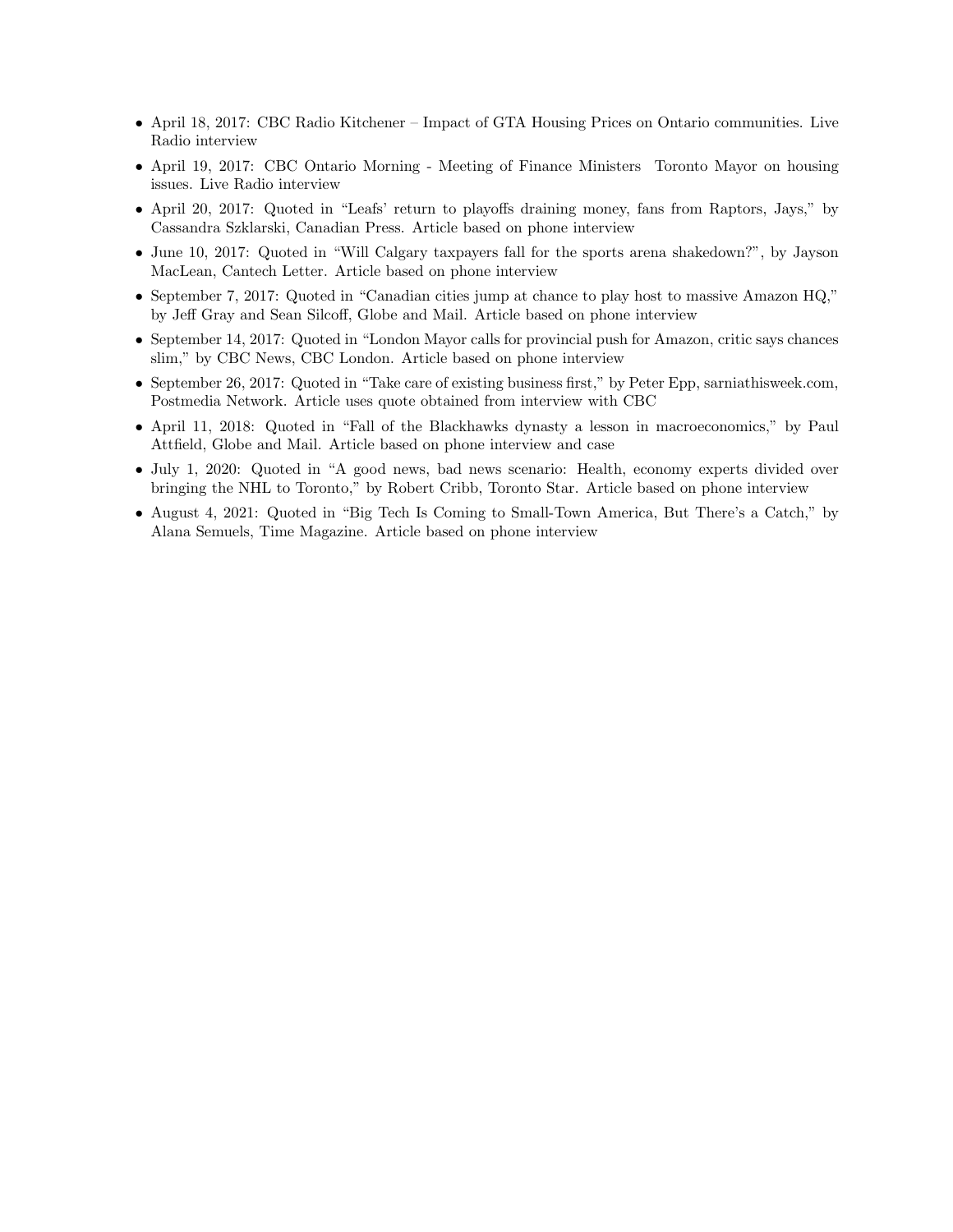- April 18, 2017: CBC Radio Kitchener – Impact of GTA Housing Prices on Ontario communities. Live Radio interview
- April 19, 2017: CBC Ontario Morning - Meeting of Finance Ministers  Toronto Mayor on housing issues. Live Radio interview
- April 20, 2017: Quoted in "Leafs' return to playoffs draining money, fans from Raptors, Jays," by Cassandra Szklarski, Canadian Press. Article based on phone interview
- June 10, 2017: Quoted in "Will Calgary taxpayers fall for the sports arena shakedown?", by Jayson MacLean, Cantech Letter. Article based on phone interview
- September 7, 2017: Quoted in "Canadian cities jump at chance to play host to massive Amazon HQ," by Jeff Gray and Sean Silcoff, Globe and Mail. Article based on phone interview
- September 14, 2017: Quoted in "London Mayor calls for provincial push for Amazon, critic says chances slim," by CBC News, CBC London. Article based on phone interview
- September 26, 2017: Quoted in "Take care of existing business first," by Peter Epp, sarniathisweek.com, Postmedia Network. Article uses quote obtained from interview with CBC
- April 11, 2018: Quoted in "Fall of the Blackhawks dynasty a lesson in macroeconomics," by Paul Attfield, Globe and Mail. Article based on phone interview and case
- July 1, 2020: Quoted in "A good news, bad news scenario: Health, economy experts divided over bringing the NHL to Toronto," by Robert Cribb, Toronto Star. Article based on phone interview
- August 4, 2021: Quoted in "Big Tech Is Coming to Small-Town America, But There's a Catch," by Alana Semuels, Time Magazine. Article based on phone interview